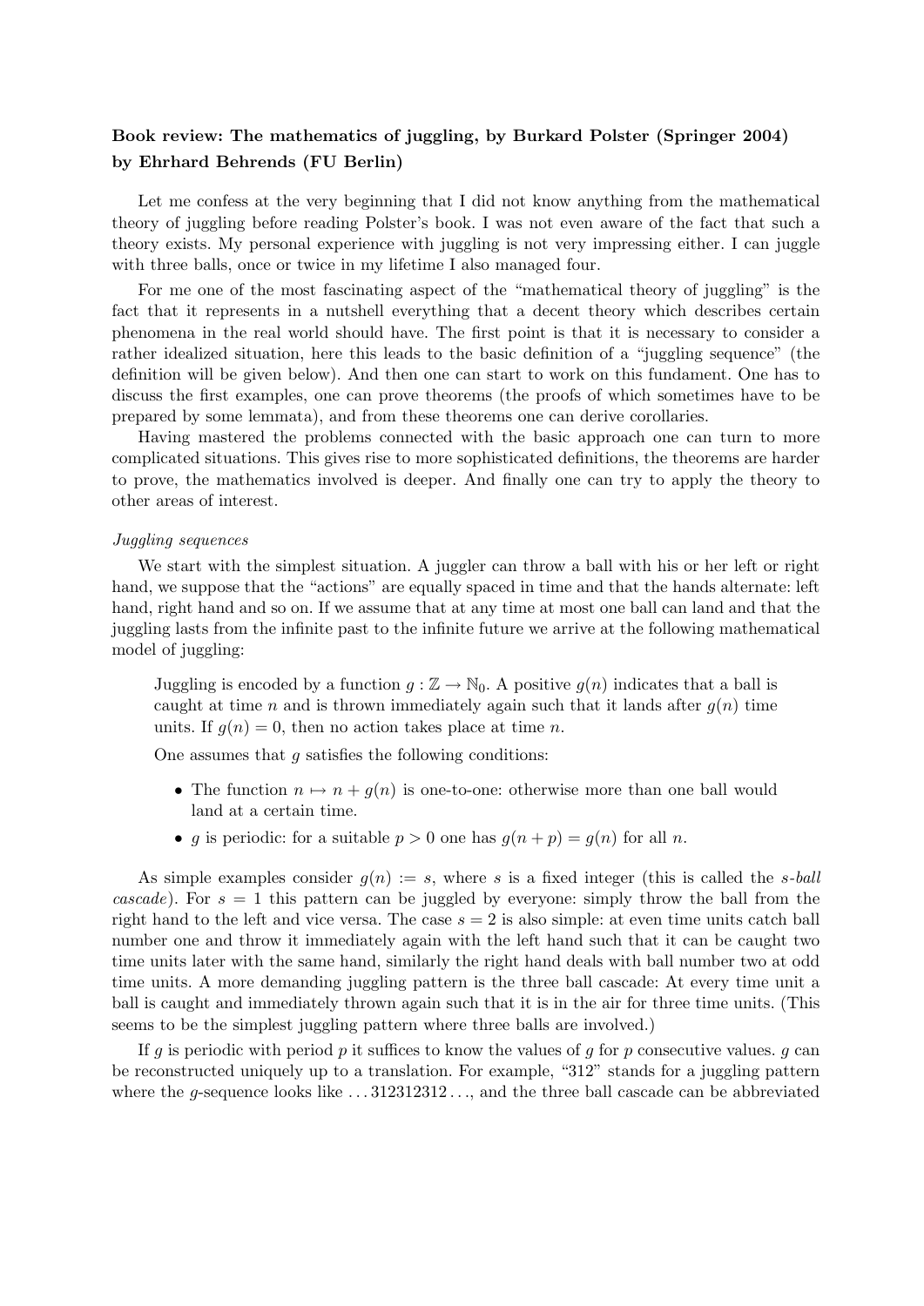**Book review: The mathematics of juggling, by Burkard Polster (Springer 2004)**
**by Ehrhard Behrends (FU Berlin)**

Let me confess at the very beginning that I did not know anything from the mathematical theory of juggling before reading Polster's book. I was not even aware of the fact that such a theory exists. My personal experience with juggling is not very impressing either. I can juggle with three balls, once or twice in my lifetime I also managed four.

For me one of the most fascinating aspect of the "mathematical theory of juggling" is the fact that it represents in a nutshell everything that a decent theory which describes certain phenomena in the real world should have. The first point is that it is necessary to consider a rather idealized situation, here this leads to the basic definition of a "juggling sequence" (the definition will be given below). And then one can start to work on this fundament. One has to discuss the first examples, one can prove theorems (the proofs of which sometimes have to be prepared by some lemmata), and from these theorems one can derive corollaries.

Having mastered the problems connected with the basic approach one can turn to more complicated situations. This gives rise to more sophisticated definitions, the theorems are harder to prove, the mathematics involved is deeper. And finally one can try to apply the theory to other areas of interest.

*Juggling sequences*

We start with the simplest situation. A juggler can throw a ball with his or her left or right hand, we suppose that the "actions" are equally spaced in time and that the hands alternate: left hand, right hand and so on. If we assume that at any time at most one ball can land and that the juggling lasts from the infinite past to the infinite future we arrive at the following mathematical model of juggling:

> Juggling is encoded by a function $g : \mathbb{Z} \to \mathbb{N}_0$. A positive $g(n)$ indicates that a ball is caught at time $n$ and is thrown immediately again such that it lands after $g(n)$ time units. If $g(n) = 0$, then no action takes place at time $n$.
>
> One assumes that $g$ satisfies the following conditions:
>
> - The function $n \mapsto n + g(n)$ is one-to-one: otherwise more than one ball would land at a certain time.
> - $g$ is periodic: for a suitable $p > 0$ one has $g(n + p) = g(n)$ for all $n$.

As simple examples consider $g(n) := s$, where $s$ is a fixed integer (this is called the *s-ball cascade*). For $s = 1$ this pattern can be juggled by everyone: simply throw the ball from the right hand to the left and vice versa. The case $s = 2$ is also simple: at even time units catch ball number one and throw it immediately again with the left hand such that it can be caught two time units later with the same hand, similarly the right hand deals with ball number two at odd time units. A more demanding juggling pattern is the three ball cascade: At every time unit a ball is caught and immediately thrown again such that it is in the air for three time units. (This seems to be the simplest juggling pattern where three balls are involved.)

If $g$ is periodic with period $p$ it suffices to know the values of $g$ for $p$ consecutive values. $g$ can be reconstructed uniquely up to a translation. For example, "312" stands for a juggling pattern where the $g$-sequence looks like $\ldots 312312312 \ldots$, and the three ball cascade can be abbreviated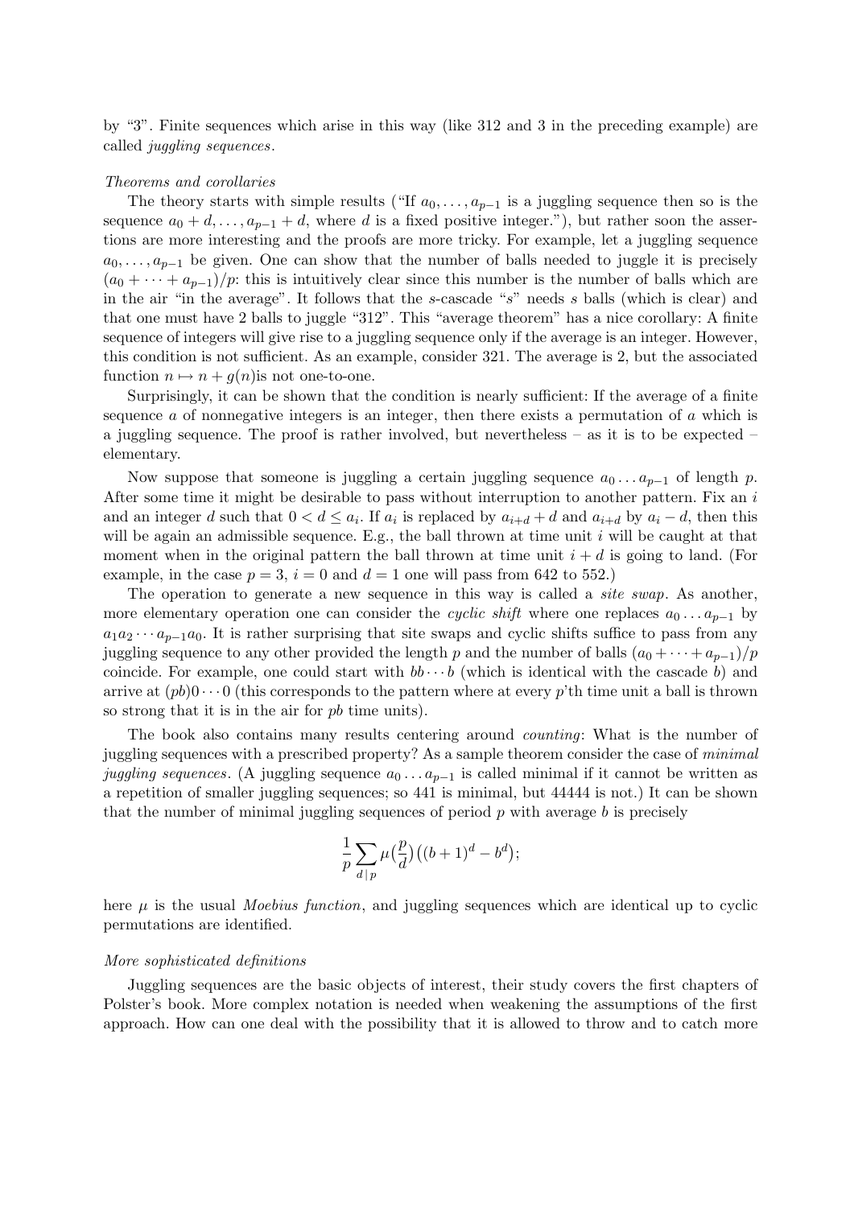by "3". Finite sequences which arise in this way (like 312 and 3 in the preceding example) are called *juggling sequences*.

*Theorems and corollaries*

The theory starts with simple results ("If $a_0, \ldots, a_{p-1}$ is a juggling sequence then so is the sequence $a_0 + d, \ldots, a_{p-1} + d$, where $d$ is a fixed positive integer."), but rather soon the assertions are more interesting and the proofs are more tricky. For example, let a juggling sequence $a_0, \ldots, a_{p-1}$ be given. One can show that the number of balls needed to juggle it is precisely $(a_0 + \cdots + a_{p-1})/p$: this is intuitively clear since this number is the number of balls which are in the air "in the average". It follows that the $s$-cascade "$s$" needs $s$ balls (which is clear) and that one must have 2 balls to juggle "312". This "average theorem" has a nice corollary: A finite sequence of integers will give rise to a juggling sequence only if the average is an integer. However, this condition is not sufficient. As an example, consider 321. The average is 2, but the associated function $n \mapsto n + g(n)$is not one-to-one.

Surprisingly, it can be shown that the condition is nearly sufficient: If the average of a finite sequence $a$ of nonnegative integers is an integer, then there exists a permutation of $a$ which is a juggling sequence. The proof is rather involved, but nevertheless – as it is to be expected – elementary.

Now suppose that someone is juggling a certain juggling sequence $a_0 \ldots a_{p-1}$ of length $p$. After some time it might be desirable to pass without interruption to another pattern. Fix an $i$ and an integer $d$ such that $0 < d \leq a_i$. If $a_i$ is replaced by $a_{i+d} + d$ and $a_{i+d}$ by $a_i - d$, then this will be again an admissible sequence. E.g., the ball thrown at time unit $i$ will be caught at that moment when in the original pattern the ball thrown at time unit $i + d$ is going to land. (For example, in the case $p = 3$, $i = 0$ and $d = 1$ one will pass from 642 to 552.)

The operation to generate a new sequence in this way is called a *site swap*. As another, more elementary operation one can consider the *cyclic shift* where one replaces $a_0 \ldots a_{p-1}$ by $a_1 a_2 \cdots a_{p-1} a_0$. It is rather surprising that site swaps and cyclic shifts suffice to pass from any juggling sequence to any other provided the length $p$ and the number of balls $(a_0 + \cdots + a_{p-1})/p$ coincide. For example, one could start with $bb \cdots b$ (which is identical with the cascade $b$) and arrive at $(pb)0 \cdots 0$ (this corresponds to the pattern where at every $p$'th time unit a ball is thrown so strong that it is in the air for $pb$ time units).

The book also contains many results centering around *counting*: What is the number of juggling sequences with a prescribed property? As a sample theorem consider the case of *minimal juggling sequences*. (A juggling sequence $a_0 \ldots a_{p-1}$ is called minimal if it cannot be written as a repetition of smaller juggling sequences; so 441 is minimal, but 44444 is not.) It can be shown that the number of minimal juggling sequences of period $p$ with average $b$ is precisely

$$\frac{1}{p} \sum_{d \mid p} \mu\big(\frac{p}{d}\big)\big((b+1)^d - b^d\big);$$

here $\mu$ is the usual *Moebius function*, and juggling sequences which are identical up to cyclic permutations are identified.

*More sophisticated definitions*

Juggling sequences are the basic objects of interest, their study covers the first chapters of Polster's book. More complex notation is needed when weakening the assumptions of the first approach. How can one deal with the possibility that it is allowed to throw and to catch more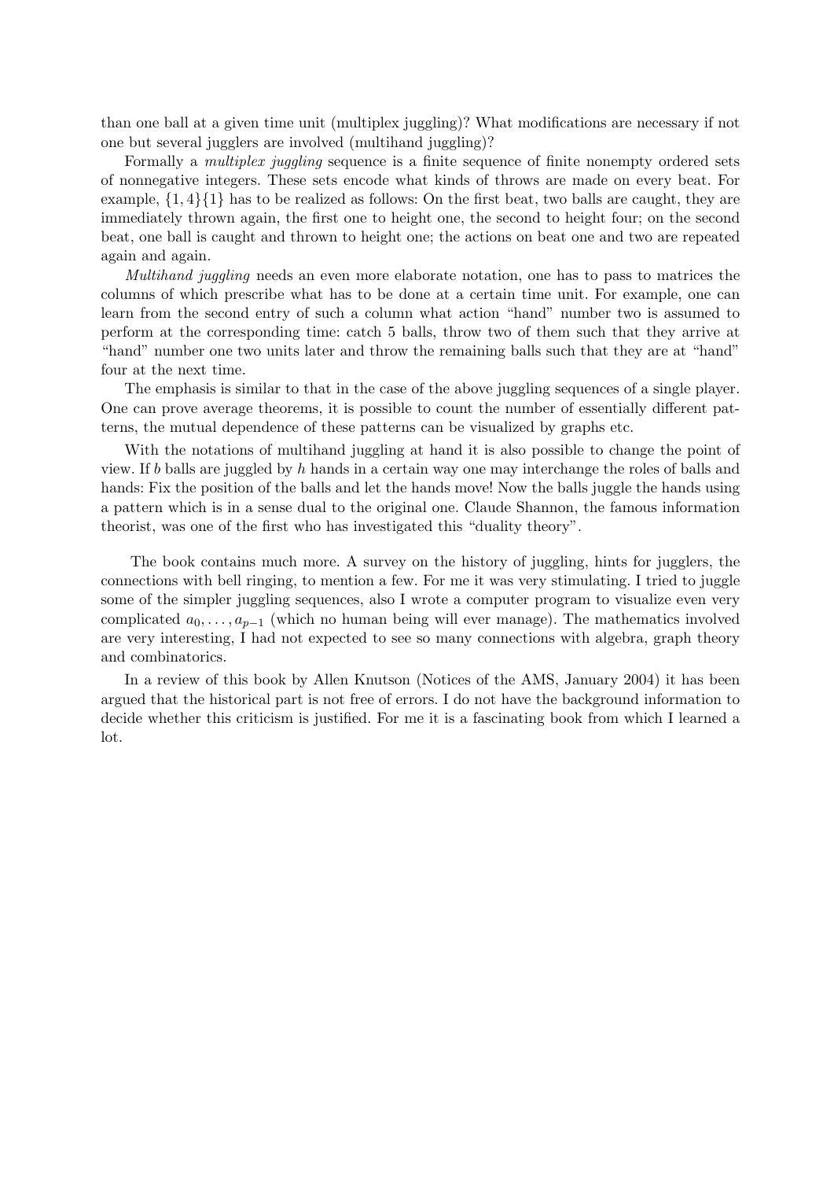than one ball at a given time unit (multiplex juggling)? What modifications are necessary if not one but several jugglers are involved (multihand juggling)?

Formally a *multiplex juggling* sequence is a finite sequence of finite nonempty ordered sets of nonnegative integers. These sets encode what kinds of throws are made on every beat. For example, $\{1, 4\}\{1\}$ has to be realized as follows: On the first beat, two balls are caught, they are immediately thrown again, the first one to height one, the second to height four; on the second beat, one ball is caught and thrown to height one; the actions on beat one and two are repeated again and again.

*Multihand juggling* needs an even more elaborate notation, one has to pass to matrices the columns of which prescribe what has to be done at a certain time unit. For example, one can learn from the second entry of such a column what action "hand" number two is assumed to perform at the corresponding time: catch 5 balls, throw two of them such that they arrive at "hand" number one two units later and throw the remaining balls such that they are at "hand" four at the next time.

The emphasis is similar to that in the case of the above juggling sequences of a single player. One can prove average theorems, it is possible to count the number of essentially different patterns, the mutual dependence of these patterns can be visualized by graphs etc.

With the notations of multihand juggling at hand it is also possible to change the point of view. If $b$ balls are juggled by $h$ hands in a certain way one may interchange the roles of balls and hands: Fix the position of the balls and let the hands move! Now the balls juggle the hands using a pattern which is in a sense dual to the original one. Claude Shannon, the famous information theorist, was one of the first who has investigated this "duality theory".

The book contains much more. A survey on the history of juggling, hints for jugglers, the connections with bell ringing, to mention a few. For me it was very stimulating. I tried to juggle some of the simpler juggling sequences, also I wrote a computer program to visualize even very complicated $a_0, \ldots, a_{p-1}$ (which no human being will ever manage). The mathematics involved are very interesting, I had not expected to see so many connections with algebra, graph theory and combinatorics.

In a review of this book by Allen Knutson (Notices of the AMS, January 2004) it has been argued that the historical part is not free of errors. I do not have the background information to decide whether this criticism is justified. For me it is a fascinating book from which I learned a lot.